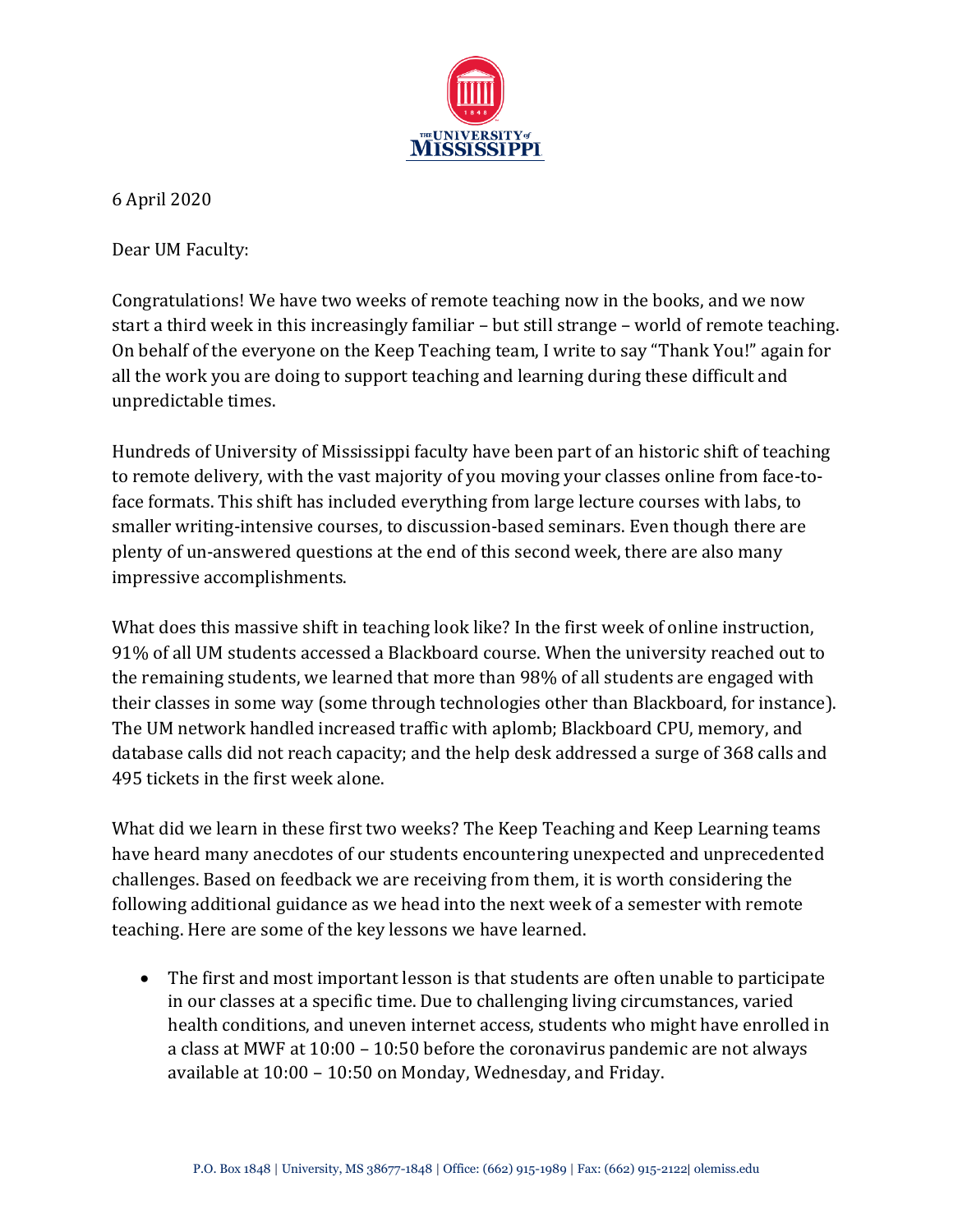6 April 2020

Dear UM Faculty:

Congratulations! We have two weeks of remote teaching now in the books, and we now start a third week in this increasingly familiar – but still strange – world of remote teaching. On behalf of the everyone on the Keep Teaching team, I write to say "Thank You!" again for all the work you are doing to support teaching and learning during these difficult and unpredictable times.

Hundreds of University of Mississippi faculty have been part of an historic shift of teaching to remote delivery, with the vast majority of you moving your classes online from face-to-face formats. This shift has included everything from large lecture courses with labs, to smaller writing-intensive courses, to discussion-based seminars. Even though there are plenty of un-answered questions at the end of this second week, there are also many impressive accomplishments.

What does this massive shift in teaching look like? In the first week of online instruction, 91% of all UM students accessed a Blackboard course. When the university reached out to the remaining students, we learned that more than 98% of all students are engaged with their classes in some way (some through technologies other than Blackboard, for instance). The UM network handled increased traffic with aplomb; Blackboard CPU, memory, and database calls did not reach capacity; and the help desk addressed a surge of 368 calls and 495 tickets in the first week alone.

What did we learn in these first two weeks? The Keep Teaching and Keep Learning teams have heard many anecdotes of our students encountering unexpected and unprecedented challenges. Based on feedback we are receiving from them, it is worth considering the following additional guidance as we head into the next week of a semester with remote teaching. Here are some of the key lessons we have learned.

- The first and most important lesson is that students are often unable to participate in our classes at a specific time. Due to challenging living circumstances, varied health conditions, and uneven internet access, students who might have enrolled in a class at MWF at 10:00 – 10:50 before the coronavirus pandemic are not always available at 10:00 – 10:50 on Monday, Wednesday, and Friday.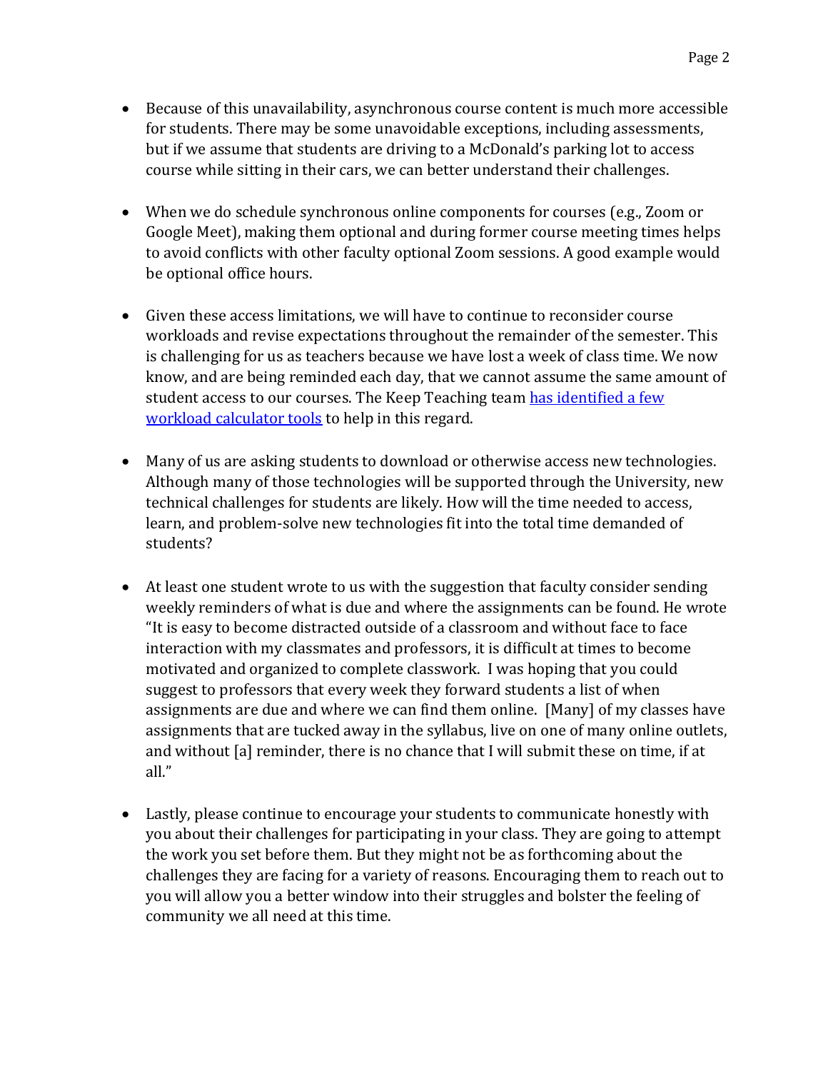- Because of this unavailability, asynchronous course content is much more accessible for students. There may be some unavoidable exceptions, including assessments, but if we assume that students are driving to a McDonald's parking lot to access course while sitting in their cars, we can better understand their challenges.

- When we do schedule synchronous online components for courses (e.g., Zoom or Google Meet), making them optional and during former course meeting times helps to avoid conflicts with other faculty optional Zoom sessions. A good example would be optional office hours.

- Given these access limitations, we will have to continue to reconsider course workloads and revise expectations throughout the remainder of the semester. This is challenging for us as teachers because we have lost a week of class time. We now know, and are being reminded each day, that we cannot assume the same amount of student access to our courses. The Keep Teaching team has identified a few workload calculator tools to help in this regard.

- Many of us are asking students to download or otherwise access new technologies. Although many of those technologies will be supported through the University, new technical challenges for students are likely. How will the time needed to access, learn, and problem-solve new technologies fit into the total time demanded of students?

- At least one student wrote to us with the suggestion that faculty consider sending weekly reminders of what is due and where the assignments can be found. He wrote "It is easy to become distracted outside of a classroom and without face to face interaction with my classmates and professors, it is difficult at times to become motivated and organized to complete classwork. I was hoping that you could suggest to professors that every week they forward students a list of when assignments are due and where we can find them online. [Many] of my classes have assignments that are tucked away in the syllabus, live on one of many online outlets, and without [a] reminder, there is no chance that I will submit these on time, if at all."

- Lastly, please continue to encourage your students to communicate honestly with you about their challenges for participating in your class. They are going to attempt the work you set before them. But they might not be as forthcoming about the challenges they are facing for a variety of reasons. Encouraging them to reach out to you will allow you a better window into their struggles and bolster the feeling of community we all need at this time.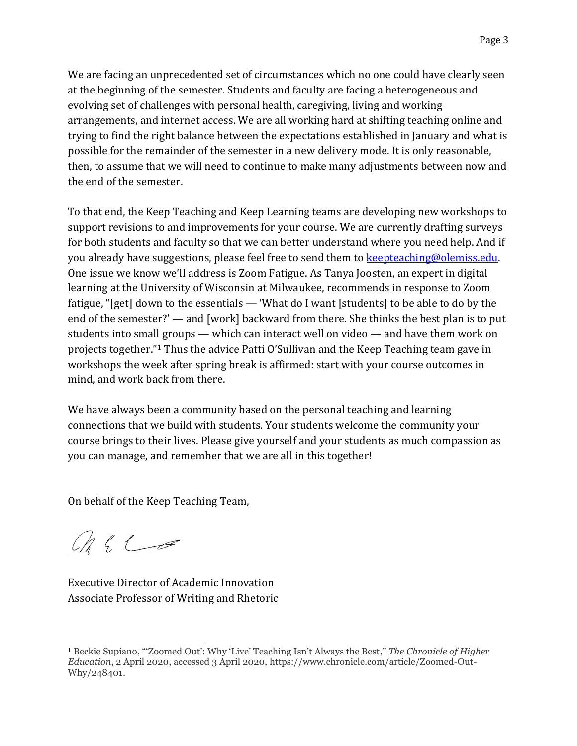We are facing an unprecedented set of circumstances which no one could have clearly seen at the beginning of the semester. Students and faculty are facing a heterogeneous and evolving set of challenges with personal health, caregiving, living and working arrangements, and internet access. We are all working hard at shifting teaching online and trying to find the right balance between the expectations established in January and what is possible for the remainder of the semester in a new delivery mode. It is only reasonable, then, to assume that we will need to continue to make many adjustments between now and the end of the semester.

To that end, the Keep Teaching and Keep Learning teams are developing new workshops to support revisions to and improvements for your course. We are currently drafting surveys for both students and faculty so that we can better understand where you need help. And if you already have suggestions, please feel free to send them to [keepteaching@olemiss.edu](mailto:keepteaching@olemiss.edu). One issue we know we'll address is Zoom Fatigue. As Tanya Joosten, an expert in digital learning at the University of Wisconsin at Milwaukee, recommends in response to Zoom fatigue, "[get] down to the essentials — 'What do I want [students] to be able to do by the end of the semester?' — and [work] backward from there. She thinks the best plan is to put students into small groups — which can interact well on video — and have them work on projects together."[1] Thus the advice Patti O'Sullivan and the Keep Teaching team gave in workshops the week after spring break is affirmed: start with your course outcomes in mind, and work back from there.

We have always been a community based on the personal teaching and learning connections that we build with students. Your students welcome the community your course brings to their lives. Please give yourself and your students as much compassion as you can manage, and remember that we are all in this together!

On behalf of the Keep Teaching Team,

Executive Director of Academic Innovation
Associate Professor of Writing and Rhetoric

---

[1] Beckie Supiano, "'Zoomed Out': Why 'Live' Teaching Isn't Always the Best," *The Chronicle of Higher Education*, 2 April 2020, accessed 3 April 2020, https://www.chronicle.com/article/Zoomed-Out-Why/248401.